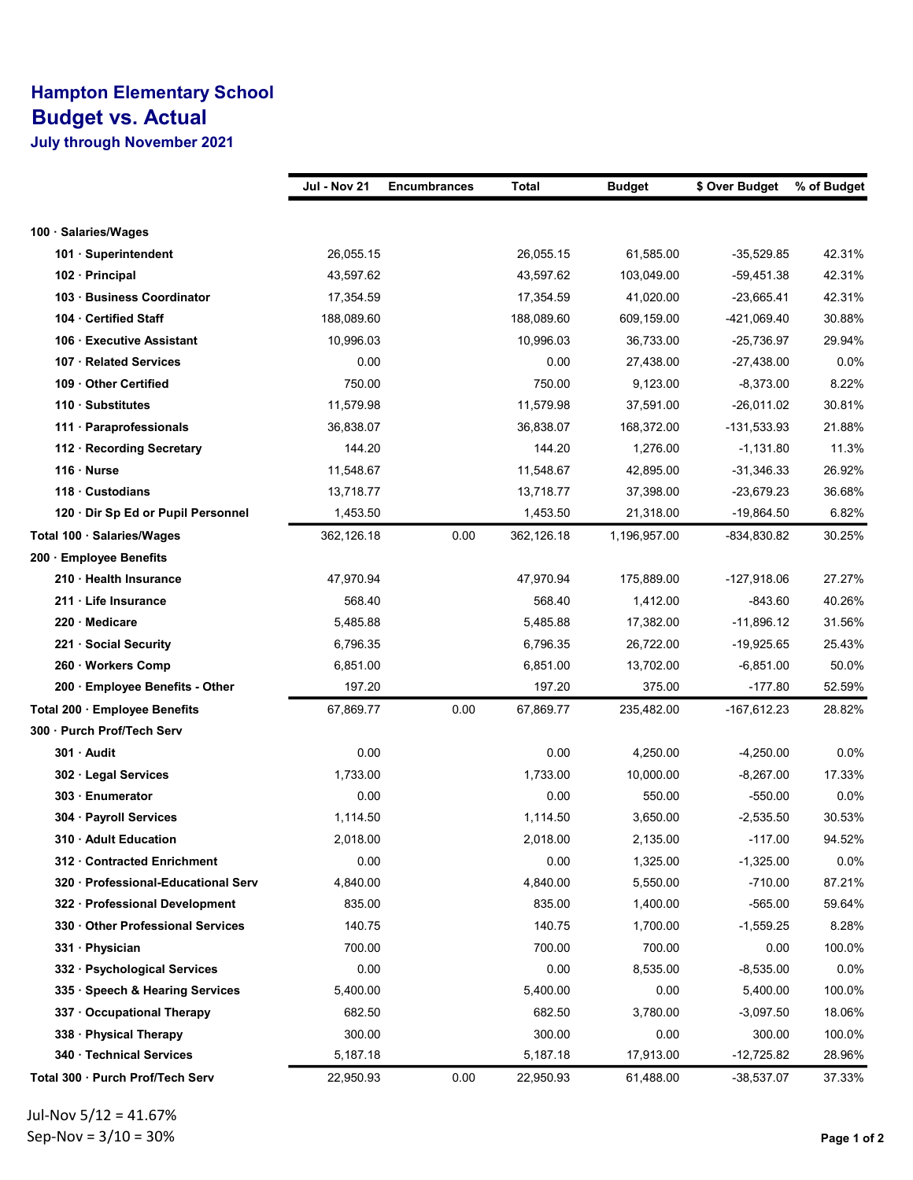# Hampton Elementary School

## Budget vs. Actual

### July through November 2021

| | Jul - Nov 21 | Encumbrances | Total | Budget | $ Over Budget | % of Budget |
|---|---|---|---|---|---|---|
| **100 · Salaries/Wages** | | | | | | |
| 101 · Superintendent | 26,055.15 | | 26,055.15 | 61,585.00 | -35,529.85 | 42.31% |
| 102 · Principal | 43,597.62 | | 43,597.62 | 103,049.00 | -59,451.38 | 42.31% |
| 103 · Business Coordinator | 17,354.59 | | 17,354.59 | 41,020.00 | -23,665.41 | 42.31% |
| 104 · Certified Staff | 188,089.60 | | 188,089.60 | 609,159.00 | -421,069.40 | 30.88% |
| 106 · Executive Assistant | 10,996.03 | | 10,996.03 | 36,733.00 | -25,736.97 | 29.94% |
| 107 · Related Services | 0.00 | | 0.00 | 27,438.00 | -27,438.00 | 0.0% |
| 109 · Other Certified | 750.00 | | 750.00 | 9,123.00 | -8,373.00 | 8.22% |
| 110 · Substitutes | 11,579.98 | | 11,579.98 | 37,591.00 | -26,011.02 | 30.81% |
| 111 · Paraprofessionals | 36,838.07 | | 36,838.07 | 168,372.00 | -131,533.93 | 21.88% |
| 112 · Recording Secretary | 144.20 | | 144.20 | 1,276.00 | -1,131.80 | 11.3% |
| 116 · Nurse | 11,548.67 | | 11,548.67 | 42,895.00 | -31,346.33 | 26.92% |
| 118 · Custodians | 13,718.77 | | 13,718.77 | 37,398.00 | -23,679.23 | 36.68% |
| 120 · Dir Sp Ed or Pupil Personnel | 1,453.50 | | 1,453.50 | 21,318.00 | -19,864.50 | 6.82% |
| **Total 100 · Salaries/Wages** | 362,126.18 | 0.00 | 362,126.18 | 1,196,957.00 | -834,830.82 | 30.25% |
| **200 · Employee Benefits** | | | | | | |
| 210 · Health Insurance | 47,970.94 | | 47,970.94 | 175,889.00 | -127,918.06 | 27.27% |
| 211 · Life Insurance | 568.40 | | 568.40 | 1,412.00 | -843.60 | 40.26% |
| 220 · Medicare | 5,485.88 | | 5,485.88 | 17,382.00 | -11,896.12 | 31.56% |
| 221 · Social Security | 6,796.35 | | 6,796.35 | 26,722.00 | -19,925.65 | 25.43% |
| 260 · Workers Comp | 6,851.00 | | 6,851.00 | 13,702.00 | -6,851.00 | 50.0% |
| 200 · Employee Benefits - Other | 197.20 | | 197.20 | 375.00 | -177.80 | 52.59% |
| **Total 200 · Employee Benefits** | 67,869.77 | 0.00 | 67,869.77 | 235,482.00 | -167,612.23 | 28.82% |
| **300 · Purch Prof/Tech Serv** | | | | | | |
| 301 · Audit | 0.00 | | 0.00 | 4,250.00 | -4,250.00 | 0.0% |
| 302 · Legal Services | 1,733.00 | | 1,733.00 | 10,000.00 | -8,267.00 | 17.33% |
| 303 · Enumerator | 0.00 | | 0.00 | 550.00 | -550.00 | 0.0% |
| 304 · Payroll Services | 1,114.50 | | 1,114.50 | 3,650.00 | -2,535.50 | 30.53% |
| 310 · Adult Education | 2,018.00 | | 2,018.00 | 2,135.00 | -117.00 | 94.52% |
| 312 · Contracted Enrichment | 0.00 | | 0.00 | 1,325.00 | -1,325.00 | 0.0% |
| 320 · Professional-Educational Serv | 4,840.00 | | 4,840.00 | 5,550.00 | -710.00 | 87.21% |
| 322 · Professional Development | 835.00 | | 835.00 | 1,400.00 | -565.00 | 59.64% |
| 330 · Other Professional Services | 140.75 | | 140.75 | 1,700.00 | -1,559.25 | 8.28% |
| 331 · Physician | 700.00 | | 700.00 | 700.00 | 0.00 | 100.0% |
| 332 · Psychological Services | 0.00 | | 0.00 | 8,535.00 | -8,535.00 | 0.0% |
| 335 · Speech & Hearing Services | 5,400.00 | | 5,400.00 | 0.00 | 5,400.00 | 100.0% |
| 337 · Occupational Therapy | 682.50 | | 682.50 | 3,780.00 | -3,097.50 | 18.06% |
| 338 · Physical Therapy | 300.00 | | 300.00 | 0.00 | 300.00 | 100.0% |
| 340 · Technical Services | 5,187.18 | | 5,187.18 | 17,913.00 | -12,725.82 | 28.96% |
| **Total 300 · Purch Prof/Tech Serv** | 22,950.93 | 0.00 | 22,950.93 | 61,488.00 | -38,537.07 | 37.33% |

Jul-Nov 5/12 = 41.67%

Sep-Nov = 3/10 = 30%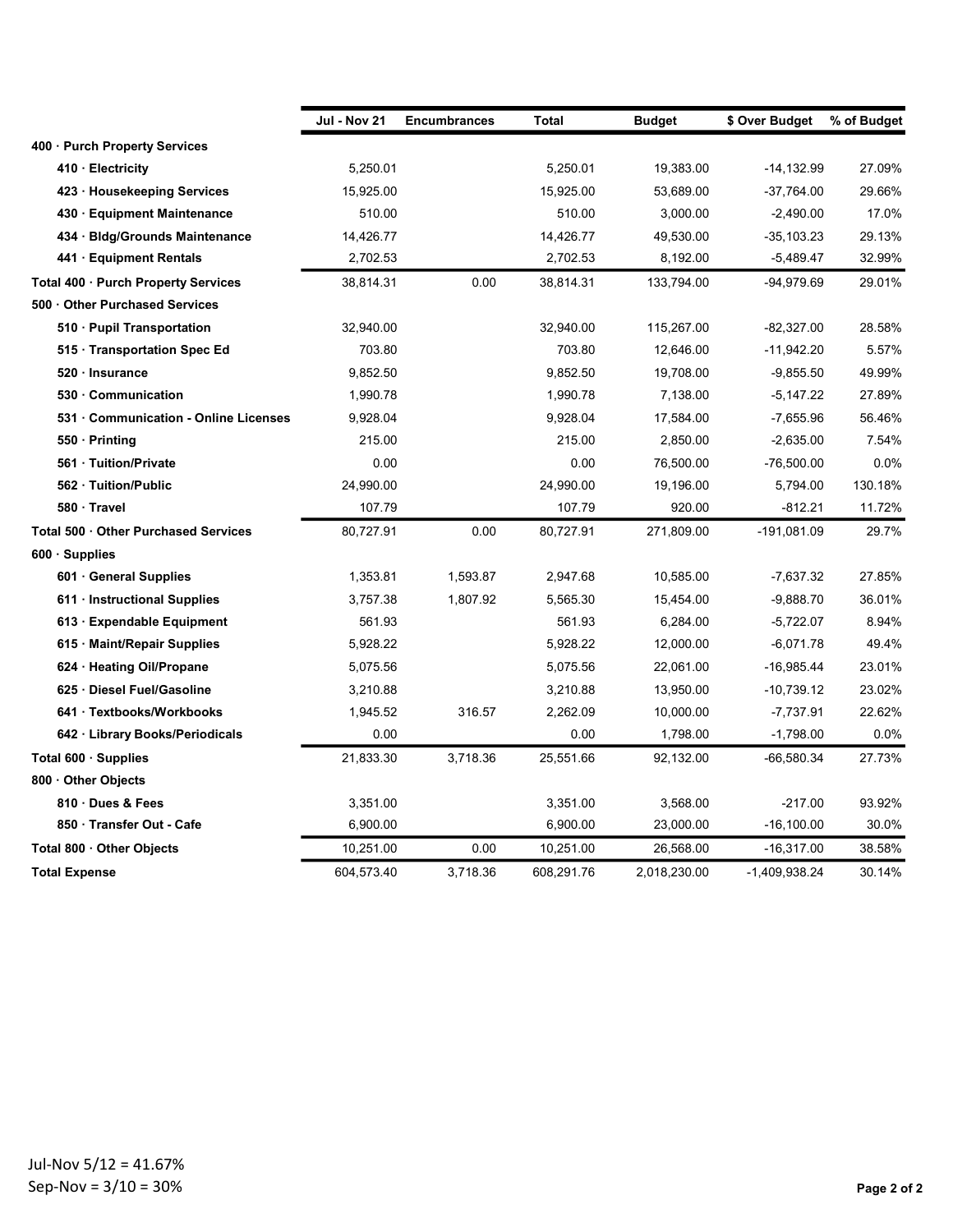| | Jul - Nov 21 | Encumbrances | Total | Budget | $ Over Budget | % of Budget |
|---|---|---|---|---|---|---|
| **400 · Purch Property Services** | | | | | | |
| 410 · Electricity | 5,250.01 | | 5,250.01 | 19,383.00 | -14,132.99 | 27.09% |
| 423 · Housekeeping Services | 15,925.00 | | 15,925.00 | 53,689.00 | -37,764.00 | 29.66% |
| 430 · Equipment Maintenance | 510.00 | | 510.00 | 3,000.00 | -2,490.00 | 17.0% |
| 434 · Bldg/Grounds Maintenance | 14,426.77 | | 14,426.77 | 49,530.00 | -35,103.23 | 29.13% |
| 441 · Equipment Rentals | 2,702.53 | | 2,702.53 | 8,192.00 | -5,489.47 | 32.99% |
| **Total 400 · Purch Property Services** | 38,814.31 | 0.00 | 38,814.31 | 133,794.00 | -94,979.69 | 29.01% |
| **500 · Other Purchased Services** | | | | | | |
| 510 · Pupil Transportation | 32,940.00 | | 32,940.00 | 115,267.00 | -82,327.00 | 28.58% |
| 515 · Transportation Spec Ed | 703.80 | | 703.80 | 12,646.00 | -11,942.20 | 5.57% |
| 520 · Insurance | 9,852.50 | | 9,852.50 | 19,708.00 | -9,855.50 | 49.99% |
| 530 · Communication | 1,990.78 | | 1,990.78 | 7,138.00 | -5,147.22 | 27.89% |
| 531 · Communication - Online Licenses | 9,928.04 | | 9,928.04 | 17,584.00 | -7,655.96 | 56.46% |
| 550 · Printing | 215.00 | | 215.00 | 2,850.00 | -2,635.00 | 7.54% |
| 561 · Tuition/Private | 0.00 | | 0.00 | 76,500.00 | -76,500.00 | 0.0% |
| 562 · Tuition/Public | 24,990.00 | | 24,990.00 | 19,196.00 | 5,794.00 | 130.18% |
| 580 · Travel | 107.79 | | 107.79 | 920.00 | -812.21 | 11.72% |
| **Total 500 · Other Purchased Services** | 80,727.91 | 0.00 | 80,727.91 | 271,809.00 | -191,081.09 | 29.7% |
| **600 · Supplies** | | | | | | |
| 601 · General Supplies | 1,353.81 | 1,593.87 | 2,947.68 | 10,585.00 | -7,637.32 | 27.85% |
| 611 · Instructional Supplies | 3,757.38 | 1,807.92 | 5,565.30 | 15,454.00 | -9,888.70 | 36.01% |
| 613 · Expendable Equipment | 561.93 | | 561.93 | 6,284.00 | -5,722.07 | 8.94% |
| 615 · Maint/Repair Supplies | 5,928.22 | | 5,928.22 | 12,000.00 | -6,071.78 | 49.4% |
| 624 · Heating Oil/Propane | 5,075.56 | | 5,075.56 | 22,061.00 | -16,985.44 | 23.01% |
| 625 · Diesel Fuel/Gasoline | 3,210.88 | | 3,210.88 | 13,950.00 | -10,739.12 | 23.02% |
| 641 · Textbooks/Workbooks | 1,945.52 | 316.57 | 2,262.09 | 10,000.00 | -7,737.91 | 22.62% |
| 642 · Library Books/Periodicals | 0.00 | | 0.00 | 1,798.00 | -1,798.00 | 0.0% |
| **Total 600 · Supplies** | 21,833.30 | 3,718.36 | 25,551.66 | 92,132.00 | -66,580.34 | 27.73% |
| **800 · Other Objects** | | | | | | |
| 810 · Dues & Fees | 3,351.00 | | 3,351.00 | 3,568.00 | -217.00 | 93.92% |
| 850 · Transfer Out - Cafe | 6,900.00 | | 6,900.00 | 23,000.00 | -16,100.00 | 30.0% |
| **Total 800 · Other Objects** | 10,251.00 | 0.00 | 10,251.00 | 26,568.00 | -16,317.00 | 38.58% |
| **Total Expense** | 604,573.40 | 3,718.36 | 608,291.76 | 2,018,230.00 | -1,409,938.24 | 30.14% |

Jul-Nov 5/12 = 41.67%
Sep-Nov = 3/10 = 30%